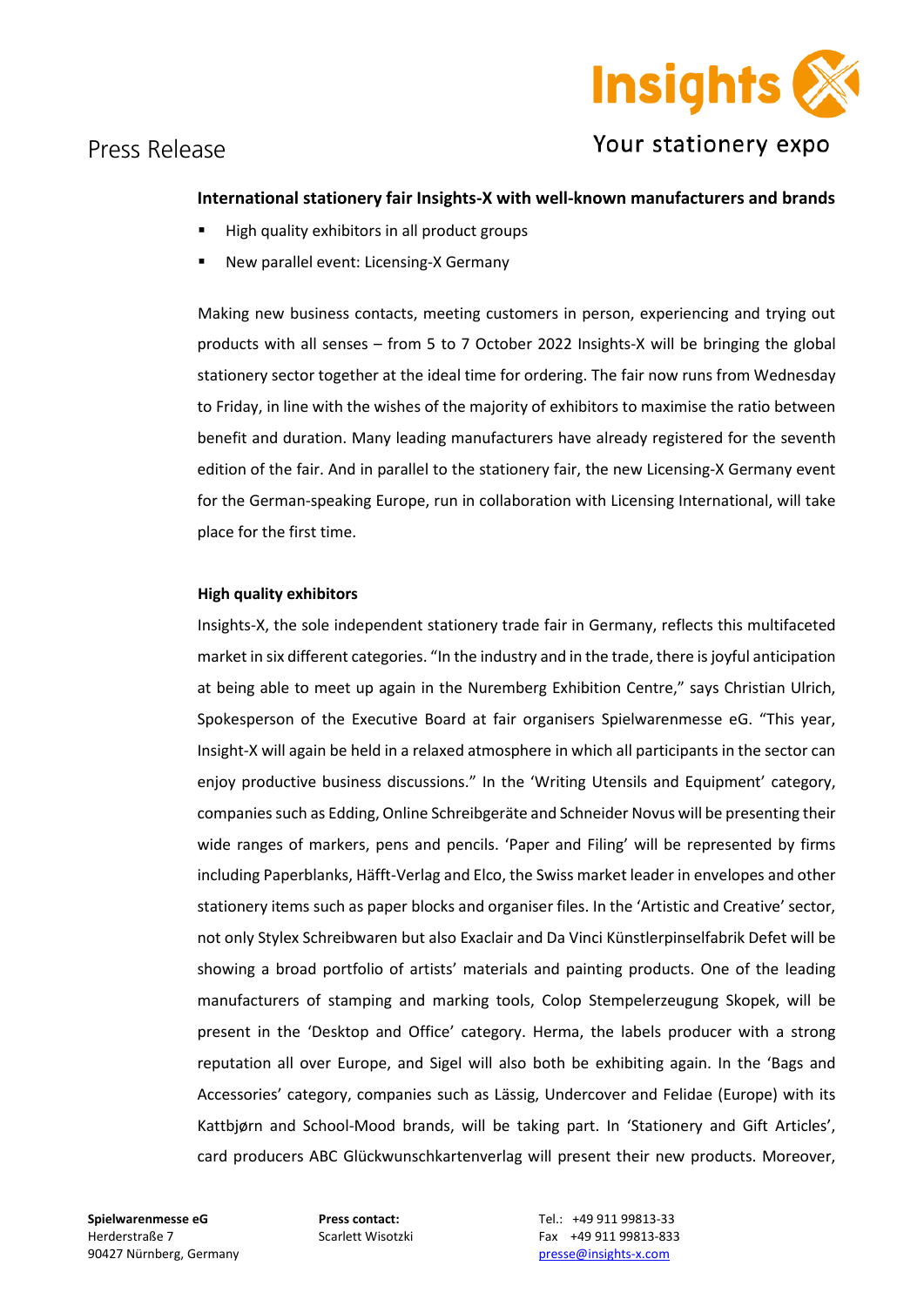Press Release

Insights X
Your stationery expo

**International stationery fair Insights-X with well-known manufacturers and brands**

- High quality exhibitors in all product groups
- New parallel event: Licensing-X Germany

Making new business contacts, meeting customers in person, experiencing and trying out products with all senses – from 5 to 7 October 2022 Insights-X will be bringing the global stationery sector together at the ideal time for ordering. The fair now runs from Wednesday to Friday, in line with the wishes of the majority of exhibitors to maximise the ratio between benefit and duration. Many leading manufacturers have already registered for the seventh edition of the fair. And in parallel to the stationery fair, the new Licensing-X Germany event for the German-speaking Europe, run in collaboration with Licensing International, will take place for the first time.

**High quality exhibitors**

Insights-X, the sole independent stationery trade fair in Germany, reflects this multifaceted market in six different categories. "In the industry and in the trade, there is joyful anticipation at being able to meet up again in the Nuremberg Exhibition Centre," says Christian Ulrich, Spokesperson of the Executive Board at fair organisers Spielwarenmesse eG. "This year, Insight-X will again be held in a relaxed atmosphere in which all participants in the sector can enjoy productive business discussions." In the 'Writing Utensils and Equipment' category, companies such as Edding, Online Schreibgeräte and Schneider Novus will be presenting their wide ranges of markers, pens and pencils. 'Paper and Filing' will be represented by firms including Paperblanks, Häfft-Verlag and Elco, the Swiss market leader in envelopes and other stationery items such as paper blocks and organiser files. In the 'Artistic and Creative' sector, not only Stylex Schreibwaren but also Exaclair and Da Vinci Künstlerpinselfabrik Defet will be showing a broad portfolio of artists' materials and painting products. One of the leading manufacturers of stamping and marking tools, Colop Stempelerzeugung Skopek, will be present in the 'Desktop and Office' category. Herma, the labels producer with a strong reputation all over Europe, and Sigel will also both be exhibiting again. In the 'Bags and Accessories' category, companies such as Lässig, Undercover and Felidae (Europe) with its Kattbjørn and School-Mood brands, will be taking part. In 'Stationery and Gift Articles', card producers ABC Glückwunschkartenverlag will present their new products. Moreover,

**Spielwarenmesse eG**
Herderstraße 7
90427 Nürnberg, Germany

**Press contact:**
Scarlett Wisotzki

Tel.: +49 911 99813-33
Fax +49 911 99813-833
presse@insights-x.com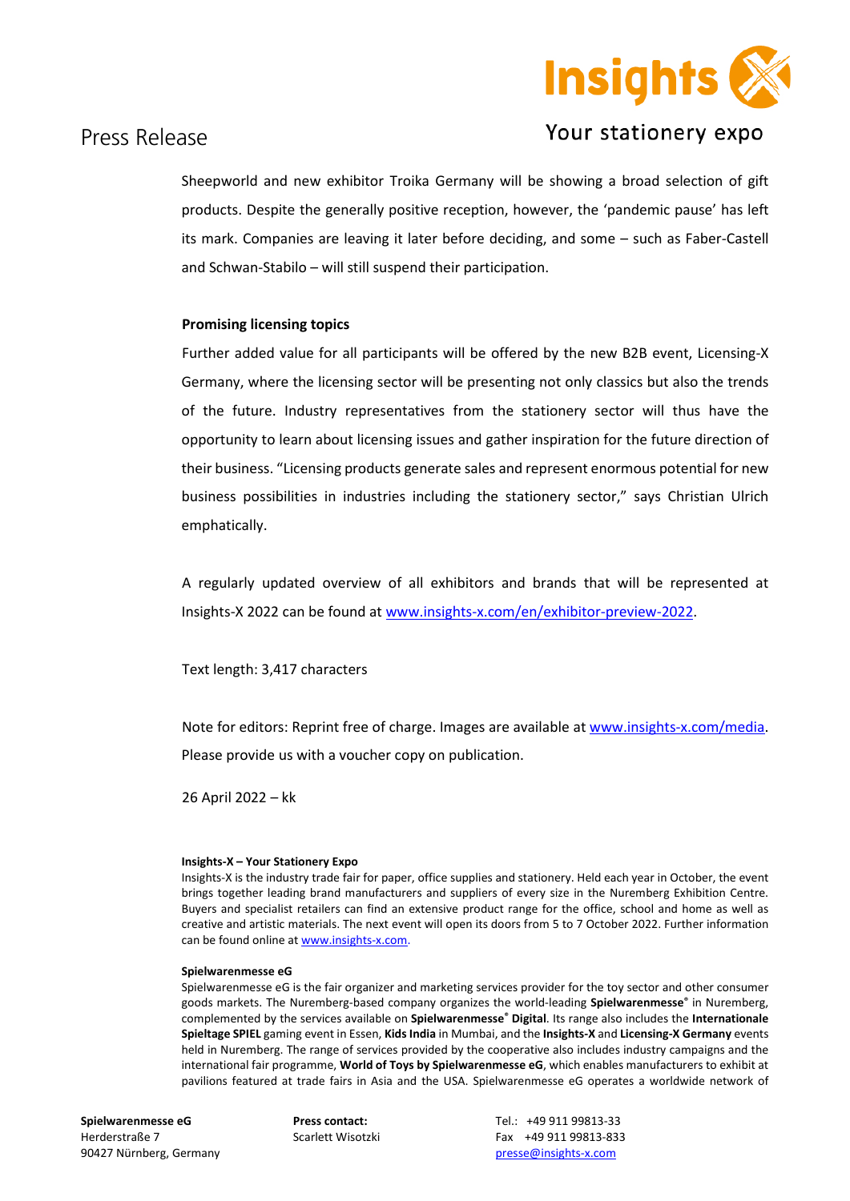Sheepworld and new exhibitor Troika Germany will be showing a broad selection of gift products. Despite the generally positive reception, however, the 'pandemic pause' has left its mark. Companies are leaving it later before deciding, and some – such as Faber-Castell and Schwan-Stabilo – will still suspend their participation.

**Promising licensing topics**

Further added value for all participants will be offered by the new B2B event, Licensing-X Germany, where the licensing sector will be presenting not only classics but also the trends of the future. Industry representatives from the stationery sector will thus have the opportunity to learn about licensing issues and gather inspiration for the future direction of their business. "Licensing products generate sales and represent enormous potential for new business possibilities in industries including the stationery sector," says Christian Ulrich emphatically.

A regularly updated overview of all exhibitors and brands that will be represented at Insights-X 2022 can be found at [www.insights-x.com/en/exhibitor-preview-2022](http://www.insights-x.com/en/exhibitor-preview-2022).

Text length: 3,417 characters

Note for editors: Reprint free of charge. Images are available at [www.insights-x.com/media](http://www.insights-x.com/media). Please provide us with a voucher copy on publication.

26 April 2022 – kk

**Insights-X – Your Stationery Expo**
Insights-X is the industry trade fair for paper, office supplies and stationery. Held each year in October, the event brings together leading brand manufacturers and suppliers of every size in the Nuremberg Exhibition Centre. Buyers and specialist retailers can find an extensive product range for the office, school and home as well as creative and artistic materials. The next event will open its doors from 5 to 7 October 2022. Further information can be found online at [www.insights-x.com](http://www.insights-x.com).

**Spielwarenmesse eG**
Spielwarenmesse eG is the fair organizer and marketing services provider for the toy sector and other consumer goods markets. The Nuremberg-based company organizes the world-leading **Spielwarenmesse®** in Nuremberg, complemented by the services available on **Spielwarenmesse® Digital**. Its range also includes the **Internationale Spieltage SPIEL** gaming event in Essen, **Kids India** in Mumbai, and the **Insights-X** and **Licensing-X Germany** events held in Nuremberg. The range of services provided by the cooperative also includes industry campaigns and the international fair programme, **World of Toys by Spielwarenmesse eG**, which enables manufacturers to exhibit at pavilions featured at trade fairs in Asia and the USA. Spielwarenmesse eG operates a worldwide network of

**Spielwarenmesse eG**
Herderstraße 7
90427 Nürnberg, Germany

**Press contact:**
Scarlett Wisotzki

Tel.: +49 911 99813-33
Fax +49 911 99813-833
[presse@insights-x.com](mailto:presse@insights-x.com)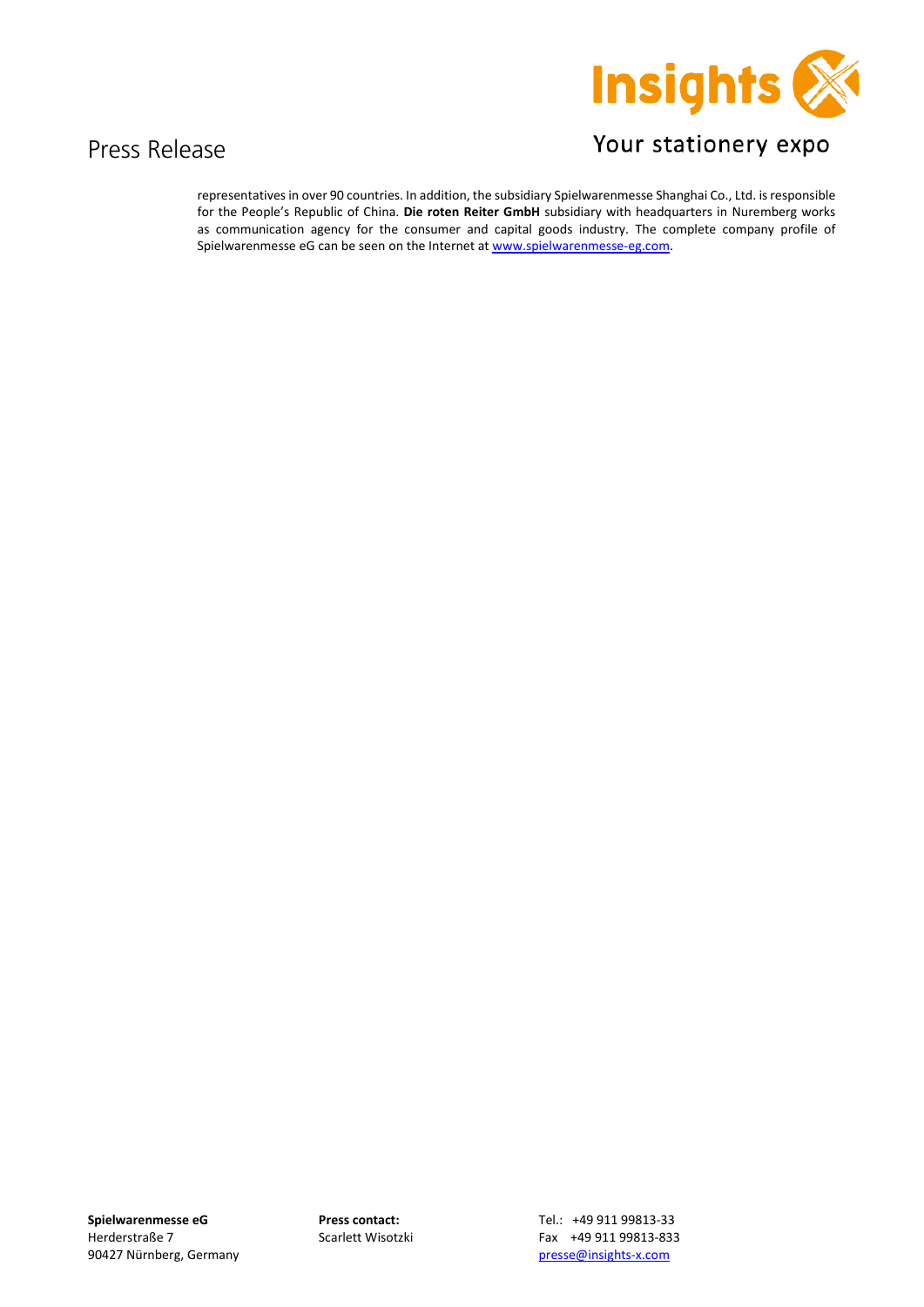representatives in over 90 countries. In addition, the subsidiary Spielwarenmesse Shanghai Co., Ltd. is responsible for the People's Republic of China. **Die roten Reiter GmbH** subsidiary with headquarters in Nuremberg works as communication agency for the consumer and capital goods industry. The complete company profile of Spielwarenmesse eG can be seen on the Internet at www.spielwarenmesse-eg.com.

**Spielwarenmesse eG**
Herderstraße 7
90427 Nürnberg, Germany

**Press contact:**
Scarlett Wisotzki

Tel.: +49 911 99813-33
Fax +49 911 99813-833
presse@insights-x.com